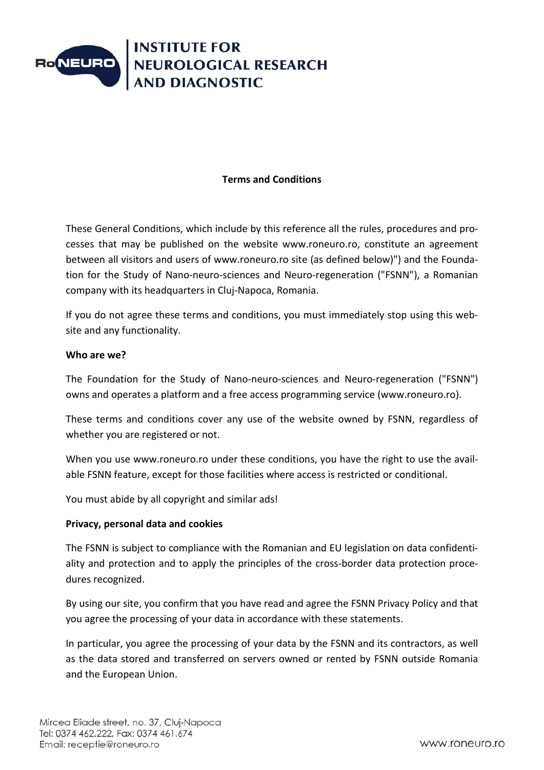**INSTITUTE FOR NEUROLOGICAL RESEARCH AND DIAGNOSTIC**

**Terms and Conditions**

These General Conditions, which include by this reference all the rules, procedures and processes that may be published on the website www.roneuro.ro, constitute an agreement between all visitors and users of www.roneuro.ro site (as defined below)") and the Foundation for the Study of Nano-neuro-sciences and Neuro-regeneration ("FSNN"), a Romanian company with its headquarters in Cluj-Napoca, Romania.

If you do not agree these terms and conditions, you must immediately stop using this website and any functionality.

**Who are we?**

The Foundation for the Study of Nano-neuro-sciences and Neuro-regeneration ("FSNN") owns and operates a platform and a free access programming service (www.roneuro.ro).

These terms and conditions cover any use of the website owned by FSNN, regardless of whether you are registered or not.

When you use www.roneuro.ro under these conditions, you have the right to use the available FSNN feature, except for those facilities where access is restricted or conditional.

You must abide by all copyright and similar ads!

**Privacy, personal data and cookies**

The FSNN is subject to compliance with the Romanian and EU legislation on data confidentiality and protection and to apply the principles of the cross-border data protection procedures recognized.

By using our site, you confirm that you have read and agree the FSNN Privacy Policy and that you agree the processing of your data in accordance with these statements.

In particular, you agree the processing of your data by the FSNN and its contractors, as well as the data stored and transferred on servers owned or rented by FSNN outside Romania and the European Union.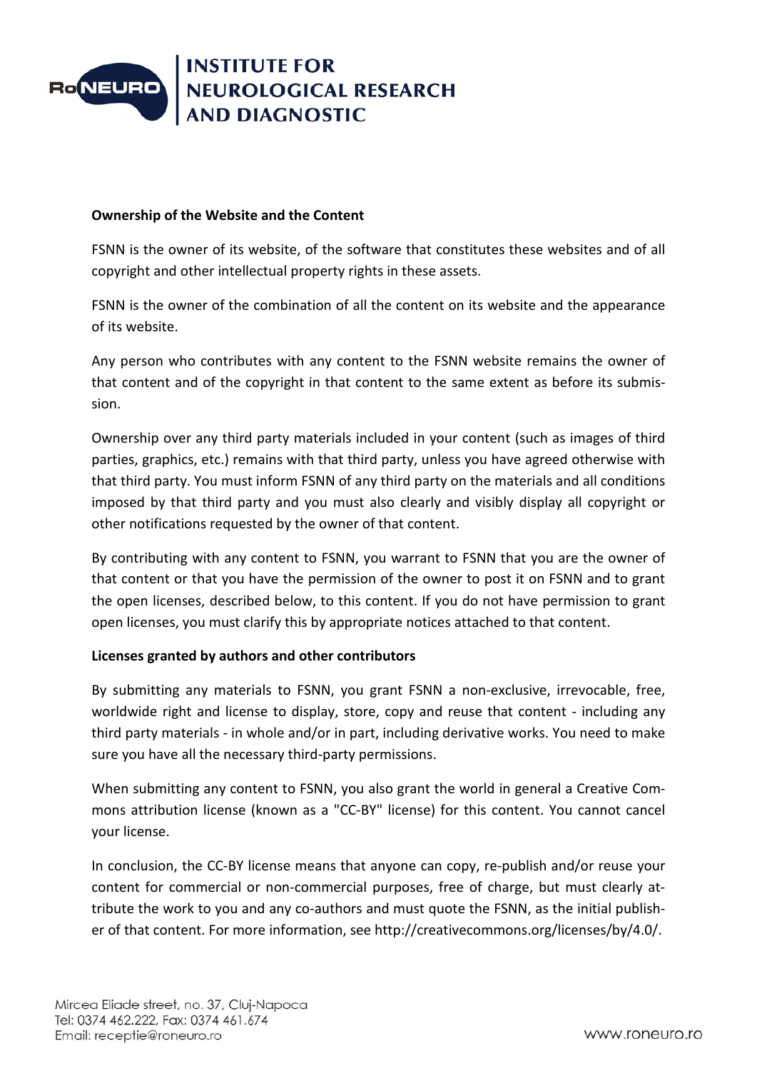**Ownership of the Website and the Content**

FSNN is the owner of its website, of the software that constitutes these websites and of all copyright and other intellectual property rights in these assets.

FSNN is the owner of the combination of all the content on its website and the appearance of its website.

Any person who contributes with any content to the FSNN website remains the owner of that content and of the copyright in that content to the same extent as before its submission.

Ownership over any third party materials included in your content (such as images of third parties, graphics, etc.) remains with that third party, unless you have agreed otherwise with that third party. You must inform FSNN of any third party on the materials and all conditions imposed by that third party and you must also clearly and visibly display all copyright or other notifications requested by the owner of that content.

By contributing with any content to FSNN, you warrant to FSNN that you are the owner of that content or that you have the permission of the owner to post it on FSNN and to grant the open licenses, described below, to this content. If you do not have permission to grant open licenses, you must clarify this by appropriate notices attached to that content.

**Licenses granted by authors and other contributors**

By submitting any materials to FSNN, you grant FSNN a non-exclusive, irrevocable, free, worldwide right and license to display, store, copy and reuse that content - including any third party materials - in whole and/or in part, including derivative works. You need to make sure you have all the necessary third-party permissions.

When submitting any content to FSNN, you also grant the world in general a Creative Commons attribution license (known as a "CC-BY" license) for this content. You cannot cancel your license.

In conclusion, the CC-BY license means that anyone can copy, re-publish and/or reuse your content for commercial or non-commercial purposes, free of charge, but must clearly attribute the work to you and any co-authors and must quote the FSNN, as the initial publisher of that content. For more information, see http://creativecommons.org/licenses/by/4.0/.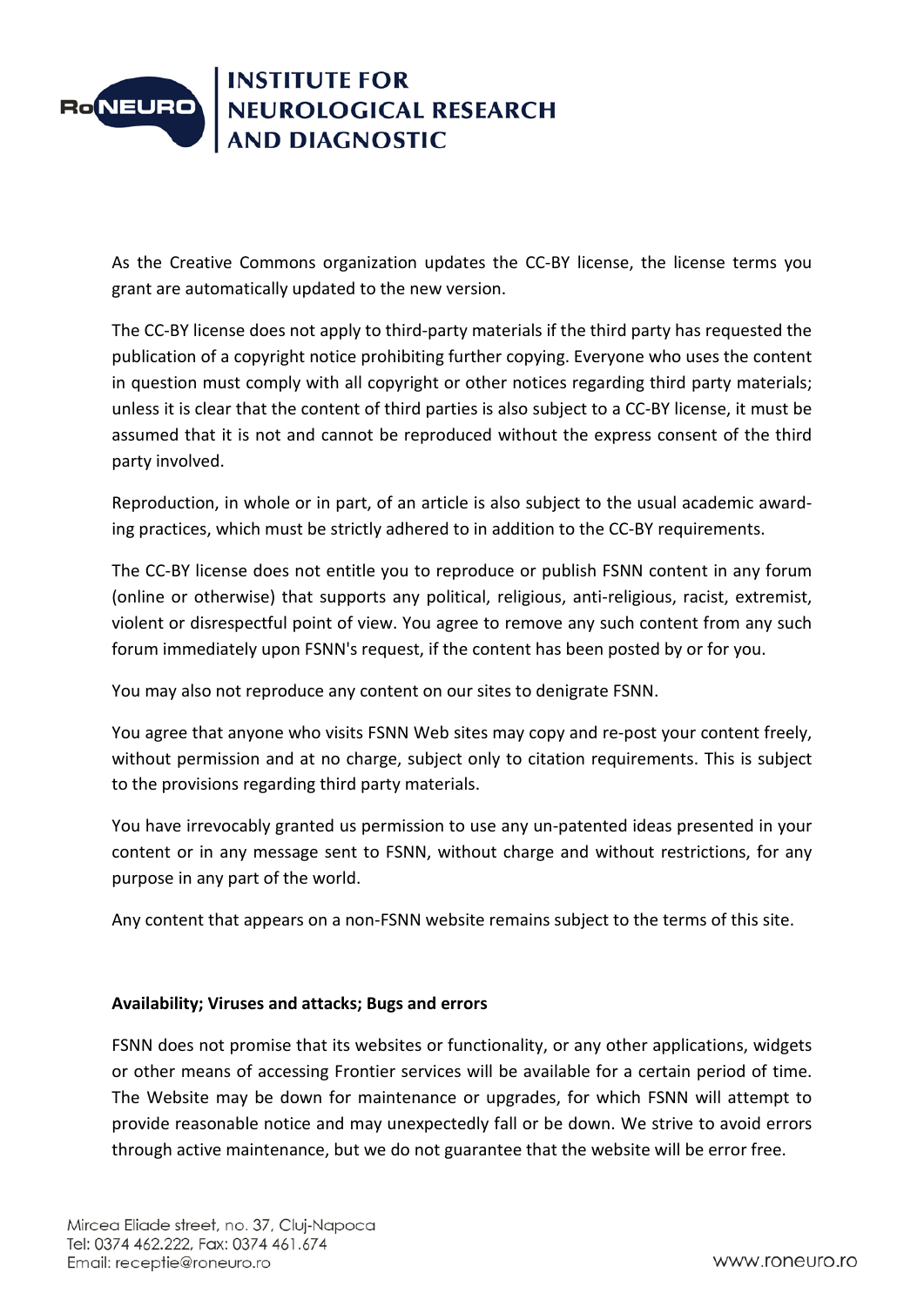As the Creative Commons organization updates the CC-BY license, the license terms you grant are automatically updated to the new version.

The CC-BY license does not apply to third-party materials if the third party has requested the publication of a copyright notice prohibiting further copying. Everyone who uses the content in question must comply with all copyright or other notices regarding third party materials; unless it is clear that the content of third parties is also subject to a CC-BY license, it must be assumed that it is not and cannot be reproduced without the express consent of the third party involved.

Reproduction, in whole or in part, of an article is also subject to the usual academic awarding practices, which must be strictly adhered to in addition to the CC-BY requirements.

The CC-BY license does not entitle you to reproduce or publish FSNN content in any forum (online or otherwise) that supports any political, religious, anti-religious, racist, extremist, violent or disrespectful point of view. You agree to remove any such content from any such forum immediately upon FSNN's request, if the content has been posted by or for you.

You may also not reproduce any content on our sites to denigrate FSNN.

You agree that anyone who visits FSNN Web sites may copy and re-post your content freely, without permission and at no charge, subject only to citation requirements. This is subject to the provisions regarding third party materials.

You have irrevocably granted us permission to use any un-patented ideas presented in your content or in any message sent to FSNN, without charge and without restrictions, for any purpose in any part of the world.

Any content that appears on a non-FSNN website remains subject to the terms of this site.

**Availability; Viruses and attacks; Bugs and errors**

FSNN does not promise that its websites or functionality, or any other applications, widgets or other means of accessing Frontier services will be available for a certain period of time. The Website may be down for maintenance or upgrades, for which FSNN will attempt to provide reasonable notice and may unexpectedly fall or be down. We strive to avoid errors through active maintenance, but we do not guarantee that the website will be error free.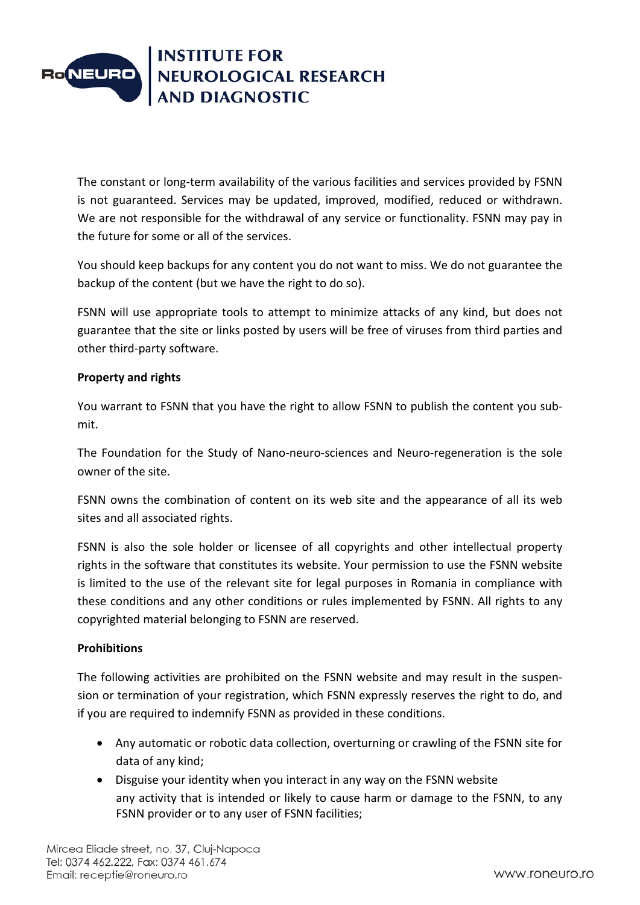The constant or long-term availability of the various facilities and services provided by FSNN is not guaranteed. Services may be updated, improved, modified, reduced or withdrawn. We are not responsible for the withdrawal of any service or functionality. FSNN may pay in the future for some or all of the services.

You should keep backups for any content you do not want to miss. We do not guarantee the backup of the content (but we have the right to do so).

FSNN will use appropriate tools to attempt to minimize attacks of any kind, but does not guarantee that the site or links posted by users will be free of viruses from third parties and other third-party software.

**Property and rights**

You warrant to FSNN that you have the right to allow FSNN to publish the content you submit.

The Foundation for the Study of Nano-neuro-sciences and Neuro-regeneration is the sole owner of the site.

FSNN owns the combination of content on its web site and the appearance of all its web sites and all associated rights.

FSNN is also the sole holder or licensee of all copyrights and other intellectual property rights in the software that constitutes its website. Your permission to use the FSNN website is limited to the use of the relevant site for legal purposes in Romania in compliance with these conditions and any other conditions or rules implemented by FSNN. All rights to any copyrighted material belonging to FSNN are reserved.

**Prohibitions**

The following activities are prohibited on the FSNN website and may result in the suspension or termination of your registration, which FSNN expressly reserves the right to do, and if you are required to indemnify FSNN as provided in these conditions.

- Any automatic or robotic data collection, overturning or crawling of the FSNN site for data of any kind;
- Disguise your identity when you interact in any way on the FSNN website any activity that is intended or likely to cause harm or damage to the FSNN, to any FSNN provider or to any user of FSNN facilities;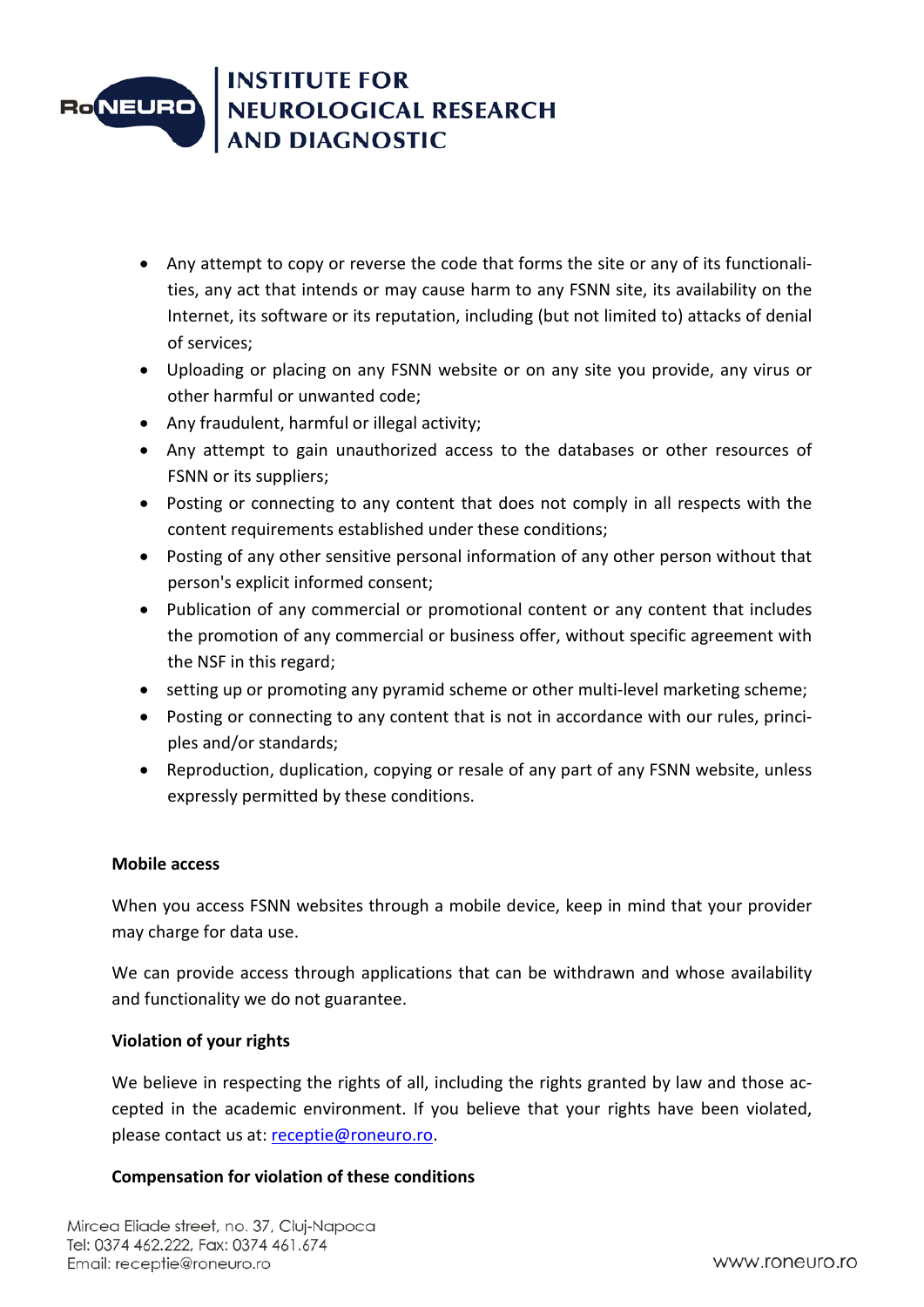- Any attempt to copy or reverse the code that forms the site or any of its functionalities, any act that intends or may cause harm to any FSNN site, its availability on the Internet, its software or its reputation, including (but not limited to) attacks of denial of services;
- Uploading or placing on any FSNN website or on any site you provide, any virus or other harmful or unwanted code;
- Any fraudulent, harmful or illegal activity;
- Any attempt to gain unauthorized access to the databases or other resources of FSNN or its suppliers;
- Posting or connecting to any content that does not comply in all respects with the content requirements established under these conditions;
- Posting of any other sensitive personal information of any other person without that person's explicit informed consent;
- Publication of any commercial or promotional content or any content that includes the promotion of any commercial or business offer, without specific agreement with the NSF in this regard;
- setting up or promoting any pyramid scheme or other multi-level marketing scheme;
- Posting or connecting to any content that is not in accordance with our rules, principles and/or standards;
- Reproduction, duplication, copying or resale of any part of any FSNN website, unless expressly permitted by these conditions.

**Mobile access**

When you access FSNN websites through a mobile device, keep in mind that your provider may charge for data use.

We can provide access through applications that can be withdrawn and whose availability and functionality we do not guarantee.

**Violation of your rights**

We believe in respecting the rights of all, including the rights granted by law and those accepted in the academic environment. If you believe that your rights have been violated, please contact us at: receptie@roneuro.ro.

**Compensation for violation of these conditions**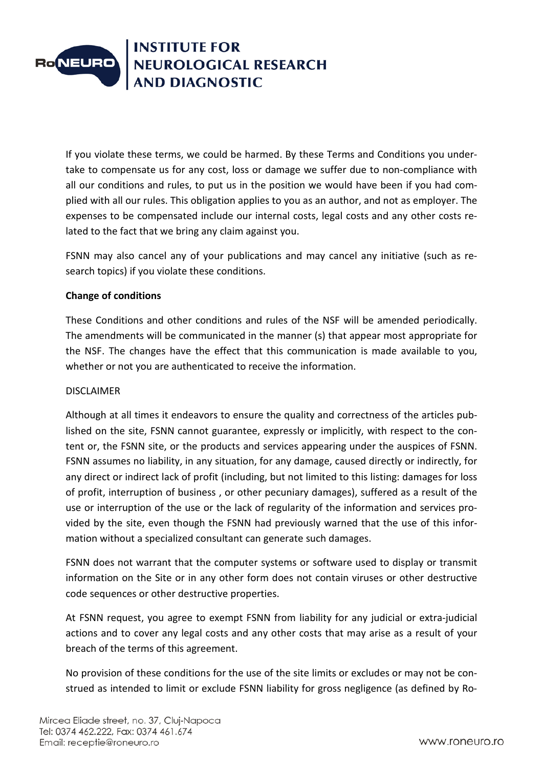If you violate these terms, we could be harmed. By these Terms and Conditions you undertake to compensate us for any cost, loss or damage we suffer due to non-compliance with all our conditions and rules, to put us in the position we would have been if you had complied with all our rules. This obligation applies to you as an author, and not as employer. The expenses to be compensated include our internal costs, legal costs and any other costs related to the fact that we bring any claim against you.

FSNN may also cancel any of your publications and may cancel any initiative (such as research topics) if you violate these conditions.

**Change of conditions**

These Conditions and other conditions and rules of the NSF will be amended periodically. The amendments will be communicated in the manner (s) that appear most appropriate for the NSF. The changes have the effect that this communication is made available to you, whether or not you are authenticated to receive the information.

DISCLAIMER

Although at all times it endeavors to ensure the quality and correctness of the articles published on the site, FSNN cannot guarantee, expressly or implicitly, with respect to the content or, the FSNN site, or the products and services appearing under the auspices of FSNN. FSNN assumes no liability, in any situation, for any damage, caused directly or indirectly, for any direct or indirect lack of profit (including, but not limited to this listing: damages for loss of profit, interruption of business , or other pecuniary damages), suffered as a result of the use or interruption of the use or the lack of regularity of the information and services provided by the site, even though the FSNN had previously warned that the use of this information without a specialized consultant can generate such damages.

FSNN does not warrant that the computer systems or software used to display or transmit information on the Site or in any other form does not contain viruses or other destructive code sequences or other destructive properties.

At FSNN request, you agree to exempt FSNN from liability for any judicial or extra-judicial actions and to cover any legal costs and any other costs that may arise as a result of your breach of the terms of this agreement.

No provision of these conditions for the use of the site limits or excludes or may not be construed as intended to limit or exclude FSNN liability for gross negligence (as defined by Ro-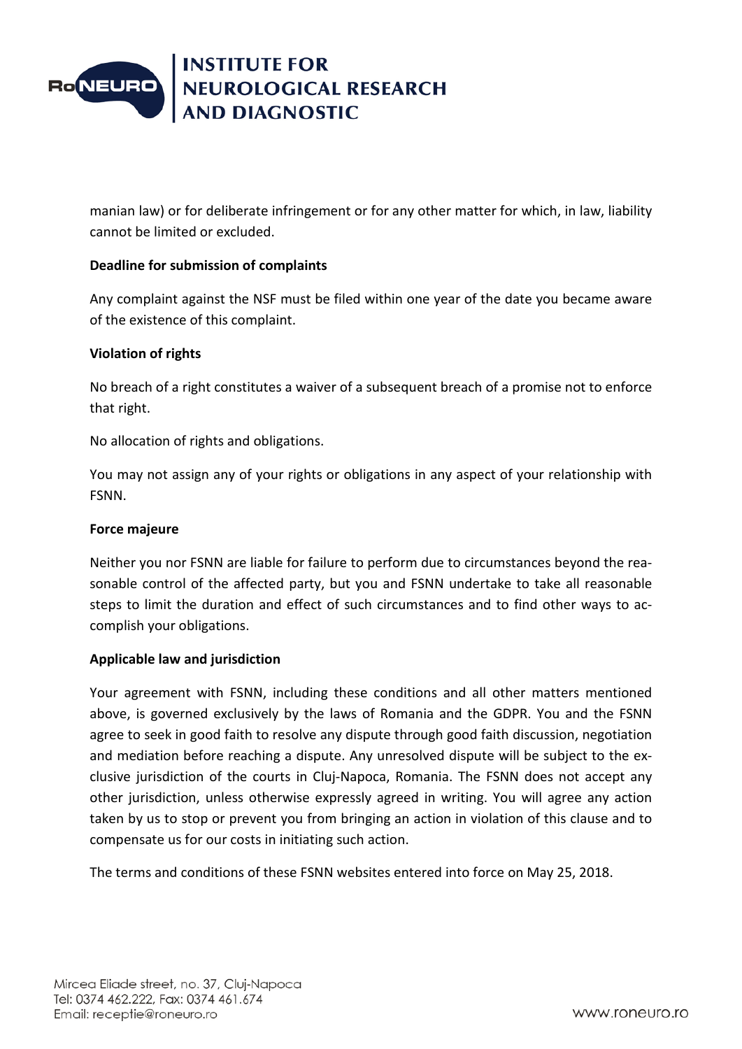manian law) or for deliberate infringement or for any other matter for which, in law, liability cannot be limited or excluded.

**Deadline for submission of complaints**

Any complaint against the NSF must be filed within one year of the date you became aware of the existence of this complaint.

**Violation of rights**

No breach of a right constitutes a waiver of a subsequent breach of a promise not to enforce that right.

No allocation of rights and obligations.

You may not assign any of your rights or obligations in any aspect of your relationship with FSNN.

**Force majeure**

Neither you nor FSNN are liable for failure to perform due to circumstances beyond the reasonable control of the affected party, but you and FSNN undertake to take all reasonable steps to limit the duration and effect of such circumstances and to find other ways to accomplish your obligations.

**Applicable law and jurisdiction**

Your agreement with FSNN, including these conditions and all other matters mentioned above, is governed exclusively by the laws of Romania and the GDPR. You and the FSNN agree to seek in good faith to resolve any dispute through good faith discussion, negotiation and mediation before reaching a dispute. Any unresolved dispute will be subject to the exclusive jurisdiction of the courts in Cluj-Napoca, Romania. The FSNN does not accept any other jurisdiction, unless otherwise expressly agreed in writing. You will agree any action taken by us to stop or prevent you from bringing an action in violation of this clause and to compensate us for our costs in initiating such action.

The terms and conditions of these FSNN websites entered into force on May 25, 2018.